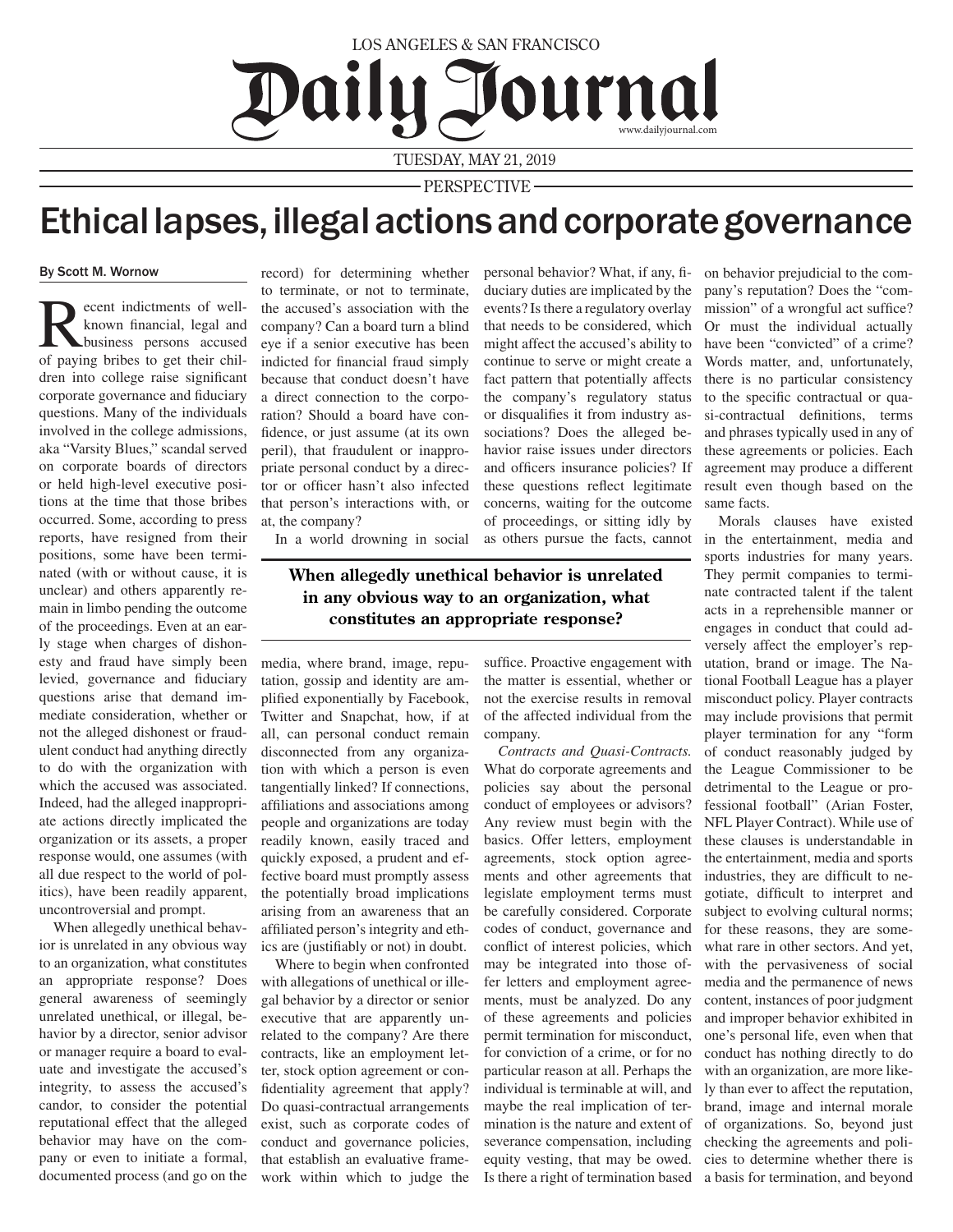LOS ANGELES & SAN FRANCISCO

# Daily Journal

TUESDAY, MAY 21, 2019

PERSPECTIVE

# Ethical lapses, illegal actions and corporate governance

By Scott M. Wornow

Recent indictments of well-known financial, legal and business persons accused of paying bribes to get their children into college raise significant corporate governance and fiduciary questions. Many of the individuals involved in the college admissions, aka "Varsity Blues," scandal served on corporate boards of directors or held high-level executive positions at the time that those bribes occurred. Some, according to press reports, have resigned from their positions, some have been terminated (with or without cause, it is unclear) and others apparently remain in limbo pending the outcome of the proceedings. Even at an early stage when charges of dishonesty and fraud have simply been levied, governance and fiduciary questions arise that demand immediate consideration, whether or not the alleged dishonest or fraudulent conduct had anything directly to do with the organization with which the accused was associated. Indeed, had the alleged inappropriate actions directly implicated the organization or its assets, a proper response would, one assumes (with all due respect to the world of politics), have been readily apparent, uncontroversial and prompt.

When allegedly unethical behavior is unrelated in any obvious way to an organization, what constitutes an appropriate response? Does general awareness of seemingly unrelated unethical, or illegal, behavior by a director, senior advisor or manager require a board to evaluate and investigate the accused's integrity, to assess the accused's candor, to consider the potential reputational effect that the alleged behavior may have on the company or even to initiate a formal, documented process (and go on the record) for determining whether to terminate, or not to terminate, the accused's association with the company? Can a board turn a blind eye if a senior executive has been indicted for financial fraud simply because that conduct doesn't have a direct connection to the corporation? Should a board have confidence, or just assume (at its own peril), that fraudulent or inappropriate personal conduct by a director or officer hasn't also infected that person's interactions with, or at, the company?

In a world drowning in social media, where brand, image, reputation, gossip and identity are amplified exponentially by Facebook, Twitter and Snapchat, how, if at all, can personal conduct remain disconnected from any organization with which a person is even tangentially linked? If connections, affiliations and associations among people and organizations are today readily known, easily traced and quickly exposed, a prudent and effective board must promptly assess the potentially broad implications arising from an awareness that an affiliated person's integrity and ethics are (justifiably or not) in doubt.

**When allegedly unethical behavior is unrelated in any obvious way to an organization, what constitutes an appropriate response?**

Where to begin when confronted with allegations of unethical or illegal behavior by a director or senior executive that are apparently unrelated to the company? Are there contracts, like an employment letter, stock option agreement or confidentiality agreement that apply? Do quasi-contractual arrangements exist, such as corporate codes of conduct and governance policies, that establish an evaluative framework within which to judge the personal behavior? What, if any, fiduciary duties are implicated by the events? Is there a regulatory overlay that needs to be considered, which might affect the accused's ability to continue to serve or might create a fact pattern that potentially affects the company's regulatory status or disqualifies it from industry associations? Does the alleged behavior raise issues under directors and officers insurance policies? If these questions reflect legitimate concerns, waiting for the outcome of proceedings, or sitting idly by as others pursue the facts, cannot suffice. Proactive engagement with the matter is essential, whether or not the exercise results in removal of the affected individual from the company.

*Contracts and Quasi-Contracts.* What do corporate agreements and policies say about the personal conduct of employees or advisors? Any review must begin with the basics. Offer letters, employment agreements, stock option agreements and other agreements that legislate employment terms must be carefully considered. Corporate codes of conduct, governance and conflict of interest policies, which may be integrated into those offer letters and employment agreements, must be analyzed. Do any of these agreements and policies permit termination for misconduct, for conviction of a crime, or for no particular reason at all. Perhaps the individual is terminable at will, and maybe the real implication of termination is the nature and extent of severance compensation, including equity vesting, that may be owed. Is there a right of termination based on behavior prejudicial to the company's reputation? Does the "commission" of a wrongful act suffice? Or must the individual actually have been "convicted" of a crime? Words matter, and, unfortunately, there is no particular consistency to the specific contractual or quasi-contractual definitions, terms and phrases typically used in any of these agreements or policies. Each agreement may produce a different result even though based on the same facts.

Morals clauses have existed in the entertainment, media and sports industries for many years. They permit companies to terminate contracted talent if the talent acts in a reprehensible manner or engages in conduct that could adversely affect the employer's reputation, brand or image. The National Football League has a player misconduct policy. Player contracts may include provisions that permit player termination for any "form of conduct reasonably judged by the League Commissioner to be detrimental to the League or professional football" (Arian Foster, NFL Player Contract). While use of these clauses is understandable in the entertainment, media and sports industries, they are difficult to negotiate, difficult to interpret and subject to evolving cultural norms; for these reasons, they are somewhat rare in other sectors. And yet, with the pervasiveness of social media and the permanence of news content, instances of poor judgment and improper behavior exhibited in one's personal life, even when that conduct has nothing directly to do with an organization, are more likely than ever to affect the reputation, brand, image and internal morale of organizations. So, beyond just checking the agreements and policies to determine whether there is a basis for termination, and beyond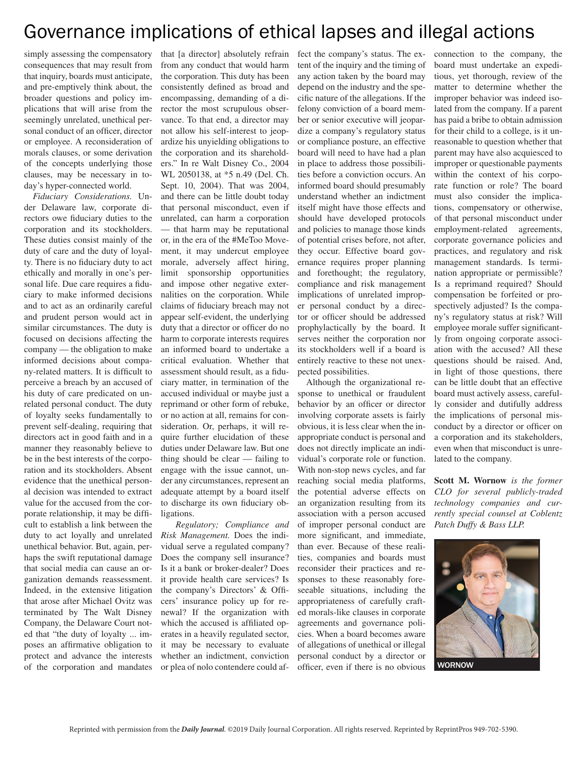# Governance implications of ethical lapses and illegal actions

simply assessing the compensatory consequences that may result from that inquiry, boards must anticipate, and pre-emptively think about, the broader questions and policy implications that will arise from the seemingly unrelated, unethical personal conduct of an officer, director or employee. A reconsideration of morals clauses, or some derivation of the concepts underlying those clauses, may be necessary in today's hyper-connected world.

*Fiduciary Considerations.* Under Delaware law, corporate directors owe fiduciary duties to the corporation and its stockholders. These duties consist mainly of the duty of care and the duty of loyalty. There is no fiduciary duty to act ethically and morally in one's personal life. Due care requires a fiduciary to make informed decisions and to act as an ordinarily careful and prudent person would act in similar circumstances. The duty is focused on decisions affecting the company — the obligation to make informed decisions about company-related matters. It is difficult to perceive a breach by an accused of his duty of care predicated on unrelated personal conduct. The duty of loyalty seeks fundamentally to prevent self-dealing, requiring that directors act in good faith and in a manner they reasonably believe to be in the best interests of the corporation and its stockholders. Absent evidence that the unethical personal decision was intended to extract value for the accused from the corporate relationship, it may be difficult to establish a link between the duty to act loyally and unrelated unethical behavior. But, again, perhaps the swift reputational damage that social media can cause an organization demands reassessment. Indeed, in the extensive litigation that arose after Michael Ovitz was terminated by The Walt Disney Company, the Delaware Court noted that "the duty of loyalty ... imposes an affirmative obligation to protect and advance the interests of the corporation and mandates that [a director] absolutely refrain from any conduct that would harm the corporation. This duty has been consistently defined as broad and encompassing, demanding of a director the most scrupulous observance. To that end, a director may not allow his self-interest to jeopardize his unyielding obligations to the corporation and its shareholders." In re Walt Disney Co., 2004 WL 2050138, at *5 n.49 (Del. Ch. Sept. 10, 2004). That was 2004, and there can be little doubt today that personal misconduct, even if unrelated, can harm a corporation — that harm may be reputational or, in the era of the #MeToo Movement, it may undercut employee morale, adversely affect hiring, limit sponsorship opportunities and impose other negative externalities on the corporation. While claims of fiduciary breach may not appear self-evident, the underlying duty that a director or officer do no harm to corporate interests requires an informed board to undertake a critical evaluation. Whether that assessment should result, as a fiduciary matter, in termination of the accused individual or maybe just a reprimand or other form of rebuke, or no action at all, remains for consideration. Or, perhaps, it will require further elucidation of these duties under Delaware law. But one thing should be clear — failing to engage with the issue cannot, under any circumstances, represent an adequate attempt by a board itself to discharge its own fiduciary obligations.

*Regulatory; Compliance and Risk Management.* Does the individual serve a regulated company? Does the company sell insurance? Is it a bank or broker-dealer? Does it provide health care services? Is the company's Directors' & Officers' insurance policy up for renewal? If the organization with which the accused is affiliated operates in a heavily regulated sector, it may be necessary to evaluate whether an indictment, conviction or plea of nolo contendere could affect the company's status. The extent of the inquiry and the timing of any action taken by the board may depend on the industry and the specific nature of the allegations. If the felony conviction of a board member or senior executive will jeopardize a company's regulatory status or compliance posture, an effective board will need to have had a plan in place to address those possibilities before a conviction occurs. An informed board should presumably understand whether an indictment itself might have those effects and should have developed protocols and policies to manage those kinds of potential crises before, not after, they occur. Effective board governance requires proper planning and forethought; the regulatory, compliance and risk management implications of unrelated improper personal conduct by a director or officer should be addressed prophylactically by the board. It serves neither the corporation nor its stockholders well if a board is entirely reactive to these not unexpected possibilities.

Although the organizational response to unethical or fraudulent behavior by an officer or director involving corporate assets is fairly obvious, it is less clear when the inappropriate conduct is personal and does not directly implicate an individual's corporate role or function. With non-stop news cycles, and far reaching social media platforms, the potential adverse effects on an organization resulting from its association with a person accused of improper personal conduct are more significant, and immediate, than ever. Because of these realities, companies and boards must reconsider their practices and responses to these reasonably foreseeable situations, including the appropriateness of carefully crafted morals-like clauses in corporate agreements and governance policies. When a board becomes aware of allegations of unethical or illegal personal conduct by a director or officer, even if there is no obvious connection to the company, the board must undertake an expeditious, yet thorough, review of the matter to determine whether the improper behavior was indeed isolated from the company. If a parent has paid a bribe to obtain admission for their child to a college, is it unreasonable to question whether that parent may have also acquiesced to improper or questionable payments within the context of his corporate function or role? The board must also consider the implications, compensatory or otherwise, of that personal misconduct under employment-related agreements, corporate governance policies and practices, and regulatory and risk management standards. Is termination appropriate or permissible? Is a reprimand required? Should compensation be forfeited or prospectively adjusted? Is the company's regulatory status at risk? Will employee morale suffer significantly from ongoing corporate association with the accused? All these questions should be raised. And, in light of those questions, there can be little doubt that an effective board must actively assess, carefully consider and dutifully address the implications of personal misconduct by a director or officer on a corporation and its stakeholders, even when that misconduct is unrelated to the company.

**Scott M. Wornow** *is the former CLO for several publicly-traded technology companies and currently special counsel at Coblentz Patch Duffy & Bass LLP.*

WORNOW

Reprinted with permission from the *Daily Journal*. ©2019 Daily Journal Corporation. All rights reserved. Reprinted by ReprintPros 949-702-5390.